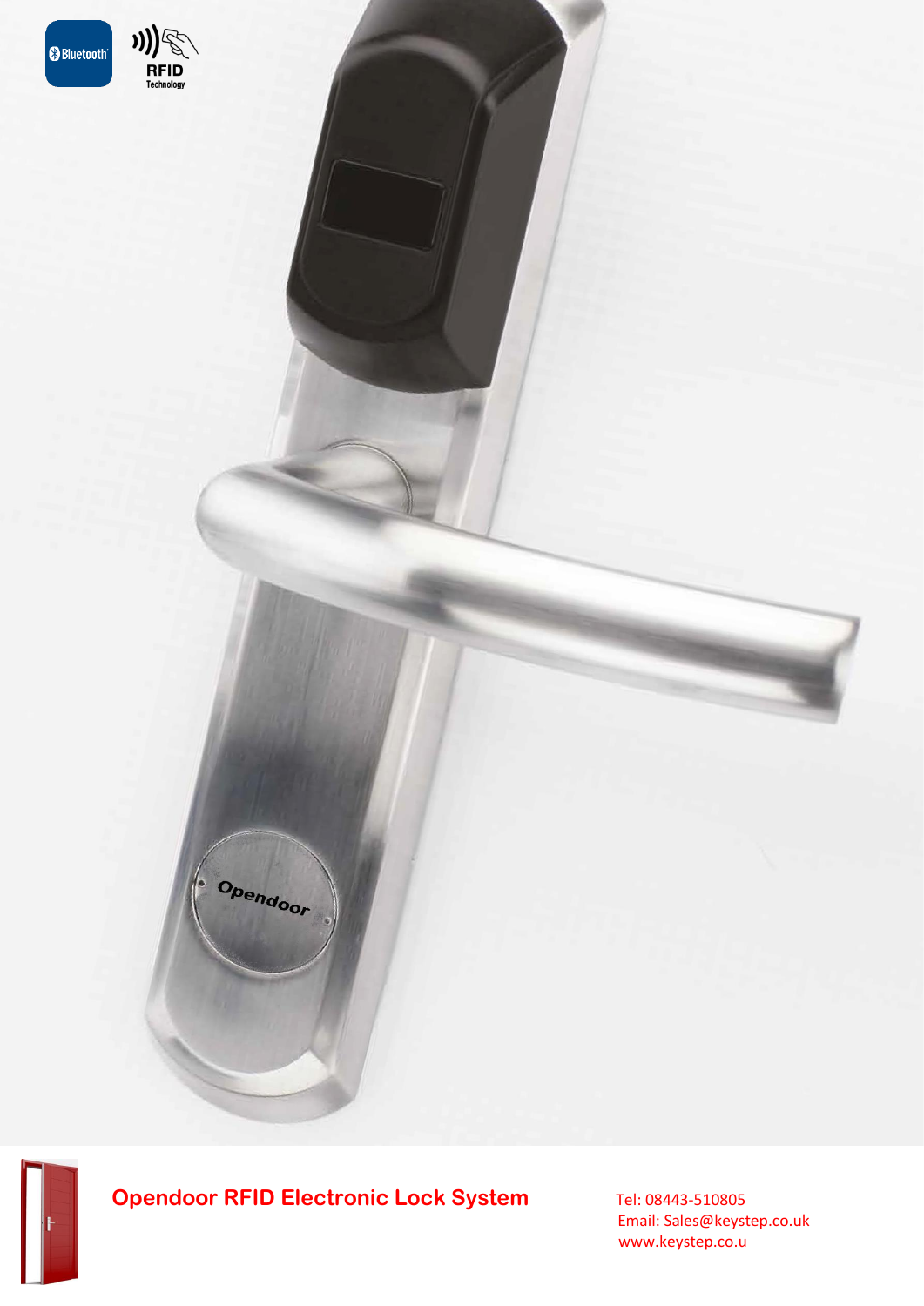# Opendoor RFID Electronic Lock System

Tel: 08443-510805
Email: Sales@keystep.co.uk
www.keystep.co.u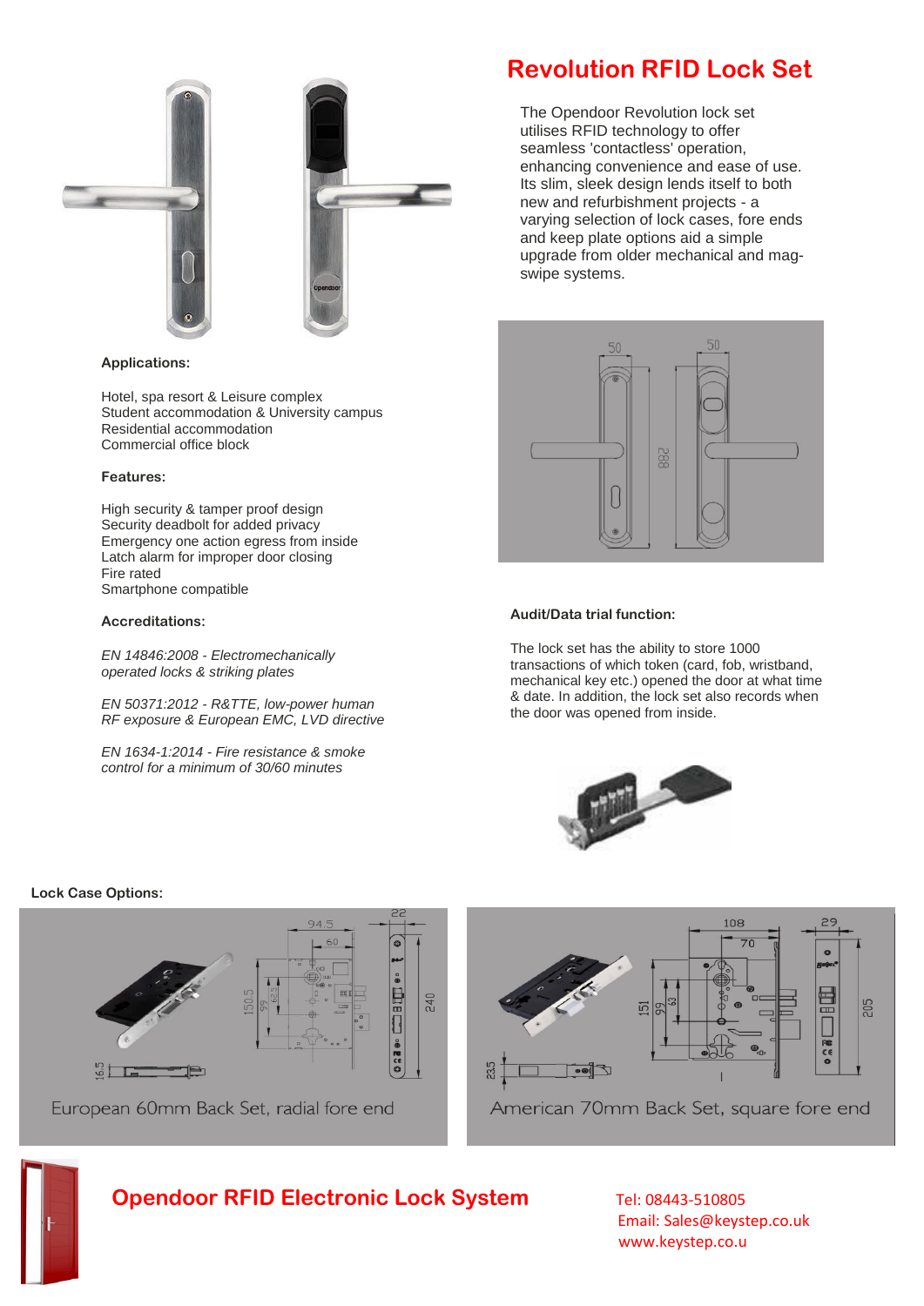# Revolution RFID Lock Set

The Opendoor Revolution lock set utilises RFID technology to offer seamless 'contactless' operation, enhancing convenience and ease of use. Its slim, sleek design lends itself to both new and refurbishment projects - a varying selection of lock cases, fore ends and keep plate options aid a simple upgrade from older mechanical and mag-swipe systems.

50

50

288

**Applications:**

Hotel, spa resort & Leisure complex
Student accommodation & University campus
Residential accommodation
Commercial office block

**Features:**

High security & tamper proof design
Security deadbolt for added privacy
Emergency one action egress from inside
Latch alarm for improper door closing
Fire rated
Smartphone compatible

**Accreditations:**

*EN 14846:2008 - Electromechanically operated locks & striking plates*

*EN 50371:2012 - R&TTE, low-power human RF exposure & European EMC, LVD directive*

*EN 1634-1:2014 - Fire resistance & smoke control for a minimum of 30/60 minutes*

**Audit/Data trial function:**

The lock set has the ability to store 1000 transactions of which token (card, fob, wristband, mechanical key etc.) opened the door at what time & date. In addition, the lock set also records when the door was opened from inside.

**Lock Case Options:**

94.5
60
22
150.5
99
62.5
240
16.5

European 60mm Back Set, radial fore end

108
70
29
151
99
63
205
23.5

American 70mm Back Set, square fore end

## Opendoor RFID Electronic Lock System

Tel: 08443-510805
Email: Sales@keystep.co.uk
www.keystep.co.u